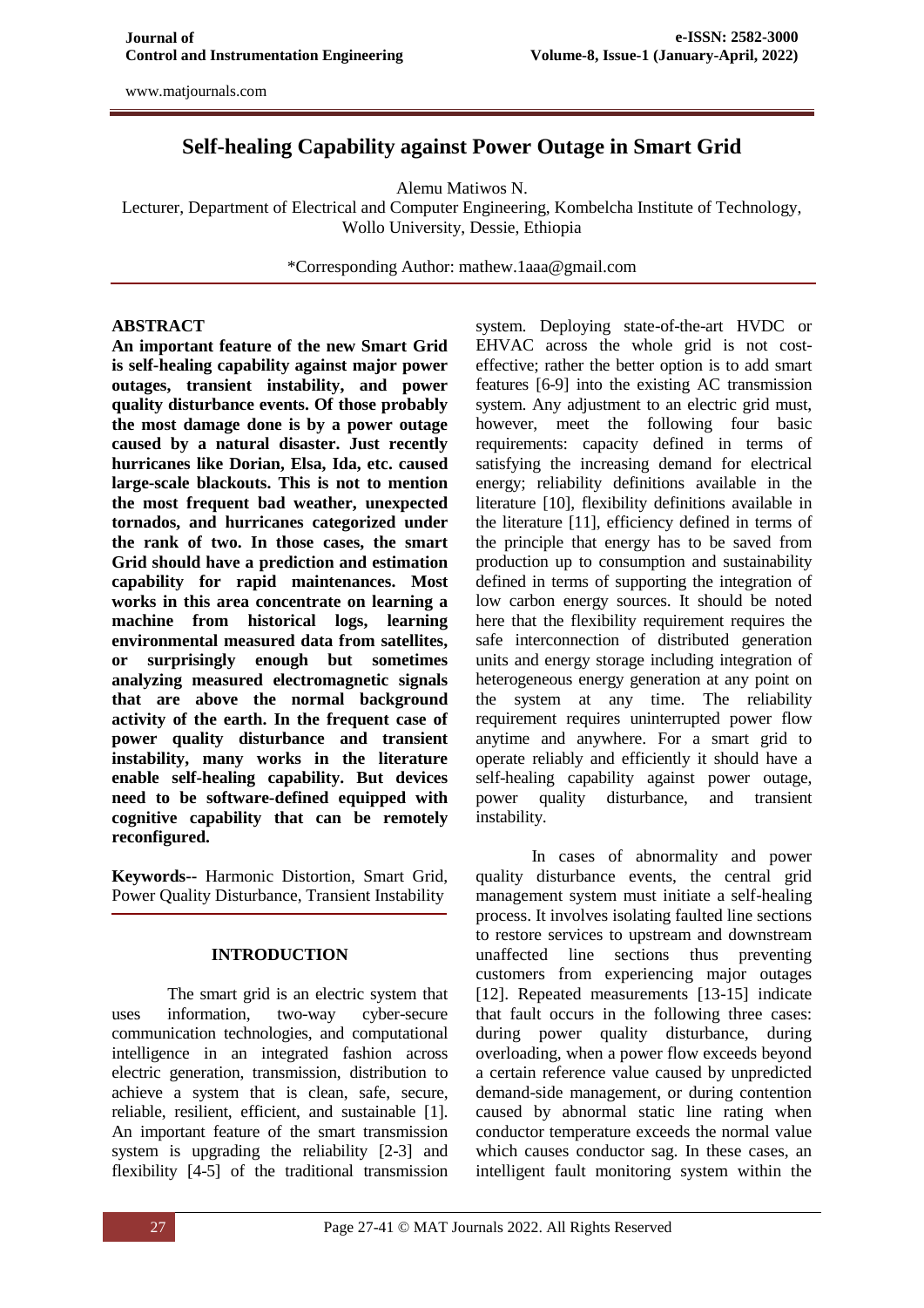# Self-healing Capability against Power Outage in Smart Grid

Alemu Matiwos N.

Lecturer, Department of Electrical and Computer Engineering, Kombelcha Institute of Technology, Wollo University, Dessie, Ethiopia

*Corresponding Author: mathew.1aaa@gmail.com

## ABSTRACT

**An important feature of the new Smart Grid is self-healing capability against major power outages, transient instability, and power quality disturbance events. Of those probably the most damage done is by a power outage caused by a natural disaster. Just recently hurricanes like Dorian, Elsa, Ida, etc. caused large-scale blackouts. This is not to mention the most frequent bad weather, unexpected tornados, and hurricanes categorized under the rank of two. In those cases, the smart Grid should have a prediction and estimation capability for rapid maintenances. Most works in this area concentrate on learning a machine from historical logs, learning environmental measured data from satellites, or surprisingly enough but sometimes analyzing measured electromagnetic signals that are above the normal background activity of the earth. In the frequent case of power quality disturbance and transient instability, many works in the literature enable self-healing capability. But devices need to be software-defined equipped with cognitive capability that can be remotely reconfigured.**

**Keywords--** Harmonic Distortion, Smart Grid, Power Quality Disturbance, Transient Instability

## INTRODUCTION

The smart grid is an electric system that uses information, two-way cyber-secure communication technologies, and computational intelligence in an integrated fashion across electric generation, transmission, distribution to achieve a system that is clean, safe, secure, reliable, resilient, efficient, and sustainable [1]. An important feature of the smart transmission system is upgrading the reliability [2-3] and flexibility [4-5] of the traditional transmission system. Deploying state-of-the-art HVDC or EHVAC across the whole grid is not cost-effective; rather the better option is to add smart features [6-9] into the existing AC transmission system. Any adjustment to an electric grid must, however, meet the following four basic requirements: capacity defined in terms of satisfying the increasing demand for electrical energy; reliability definitions available in the literature [10], flexibility definitions available in the literature [11], efficiency defined in terms of the principle that energy has to be saved from production up to consumption and sustainability defined in terms of supporting the integration of low carbon energy sources. It should be noted here that the flexibility requirement requires the safe interconnection of distributed generation units and energy storage including integration of heterogeneous energy generation at any point on the system at any time. The reliability requirement requires uninterrupted power flow anytime and anywhere. For a smart grid to operate reliably and efficiently it should have a self-healing capability against power outage, power quality disturbance, and transient instability.

In cases of abnormality and power quality disturbance events, the central grid management system must initiate a self-healing process. It involves isolating faulted line sections to restore services to upstream and downstream unaffected line sections thus preventing customers from experiencing major outages [12]. Repeated measurements [13-15] indicate that fault occurs in the following three cases: during power quality disturbance, during overloading, when a power flow exceeds beyond a certain reference value caused by unpredicted demand-side management, or during contention caused by abnormal static line rating when conductor temperature exceeds the normal value which causes conductor sag. In these cases, an intelligent fault monitoring system within the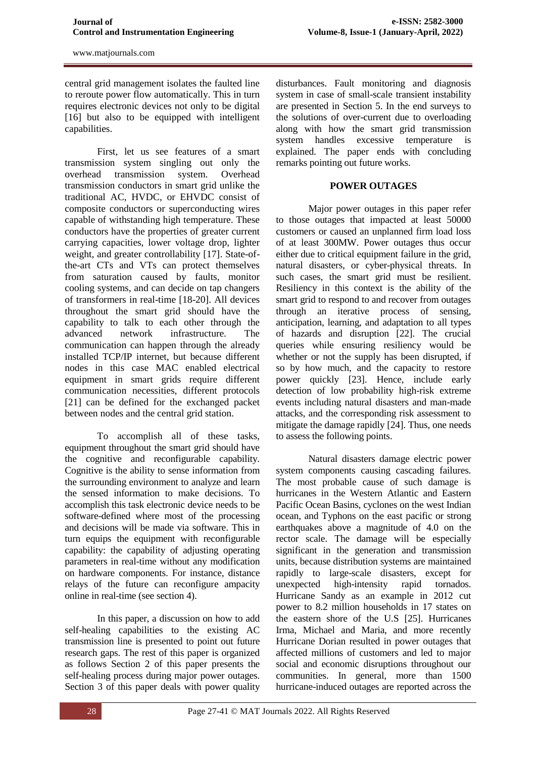central grid management isolates the faulted line to reroute power flow automatically. This in turn requires electronic devices not only to be digital [16] but also to be equipped with intelligent capabilities.

First, let us see features of a smart transmission system singling out only the overhead transmission system. Overhead transmission conductors in smart grid unlike the traditional AC, HVDC, or EHVDC consist of composite conductors or superconducting wires capable of withstanding high temperature. These conductors have the properties of greater current carrying capacities, lower voltage drop, lighter weight, and greater controllability [17]. State-of-the-art CTs and VTs can protect themselves from saturation caused by faults, monitor cooling systems, and can decide on tap changers of transformers in real-time [18-20]. All devices throughout the smart grid should have the capability to talk to each other through the advanced network infrastructure. The communication can happen through the already installed TCP/IP internet, but because different nodes in this case MAC enabled electrical equipment in smart grids require different communication necessities, different protocols [21] can be defined for the exchanged packet between nodes and the central grid station.

To accomplish all of these tasks, equipment throughout the smart grid should have the cognitive and reconfigurable capability. Cognitive is the ability to sense information from the surrounding environment to analyze and learn the sensed information to make decisions. To accomplish this task electronic device needs to be software-defined where most of the processing and decisions will be made via software. This in turn equips the equipment with reconfigurable capability: the capability of adjusting operating parameters in real-time without any modification on hardware components. For instance, distance relays of the future can reconfigure ampacity online in real-time (see section 4).

In this paper, a discussion on how to add self-healing capabilities to the existing AC transmission line is presented to point out future research gaps. The rest of this paper is organized as follows Section 2 of this paper presents the self-healing process during major power outages. Section 3 of this paper deals with power quality disturbances. Fault monitoring and diagnosis system in case of small-scale transient instability are presented in Section 5. In the end surveys to the solutions of over-current due to overloading along with how the smart grid transmission system handles excessive temperature is explained. The paper ends with concluding remarks pointing out future works.

## POWER OUTAGES

Major power outages in this paper refer to those outages that impacted at least 50000 customers or caused an unplanned firm load loss of at least 300MW. Power outages thus occur either due to critical equipment failure in the grid, natural disasters, or cyber-physical threats. In such cases, the smart grid must be resilient. Resiliency in this context is the ability of the smart grid to respond to and recover from outages through an iterative process of sensing, anticipation, learning, and adaptation to all types of hazards and disruption [22]. The crucial queries while ensuring resiliency would be whether or not the supply has been disrupted, if so by how much, and the capacity to restore power quickly [23]. Hence, include early detection of low probability high-risk extreme events including natural disasters and man-made attacks, and the corresponding risk assessment to mitigate the damage rapidly [24]. Thus, one needs to assess the following points.

Natural disasters damage electric power system components causing cascading failures. The most probable cause of such damage is hurricanes in the Western Atlantic and Eastern Pacific Ocean Basins, cyclones on the west Indian ocean, and Typhons on the east pacific or strong earthquakes above a magnitude of 4.0 on the rector scale. The damage will be especially significant in the generation and transmission units, because distribution systems are maintained rapidly to large-scale disasters, except for unexpected high-intensity rapid tornados. Hurricane Sandy as an example in 2012 cut power to 8.2 million households in 17 states on the eastern shore of the U.S [25]. Hurricanes Irma, Michael and Maria, and more recently Hurricane Dorian resulted in power outages that affected millions of customers and led to major social and economic disruptions throughout our communities. In general, more than 1500 hurricane-induced outages are reported across the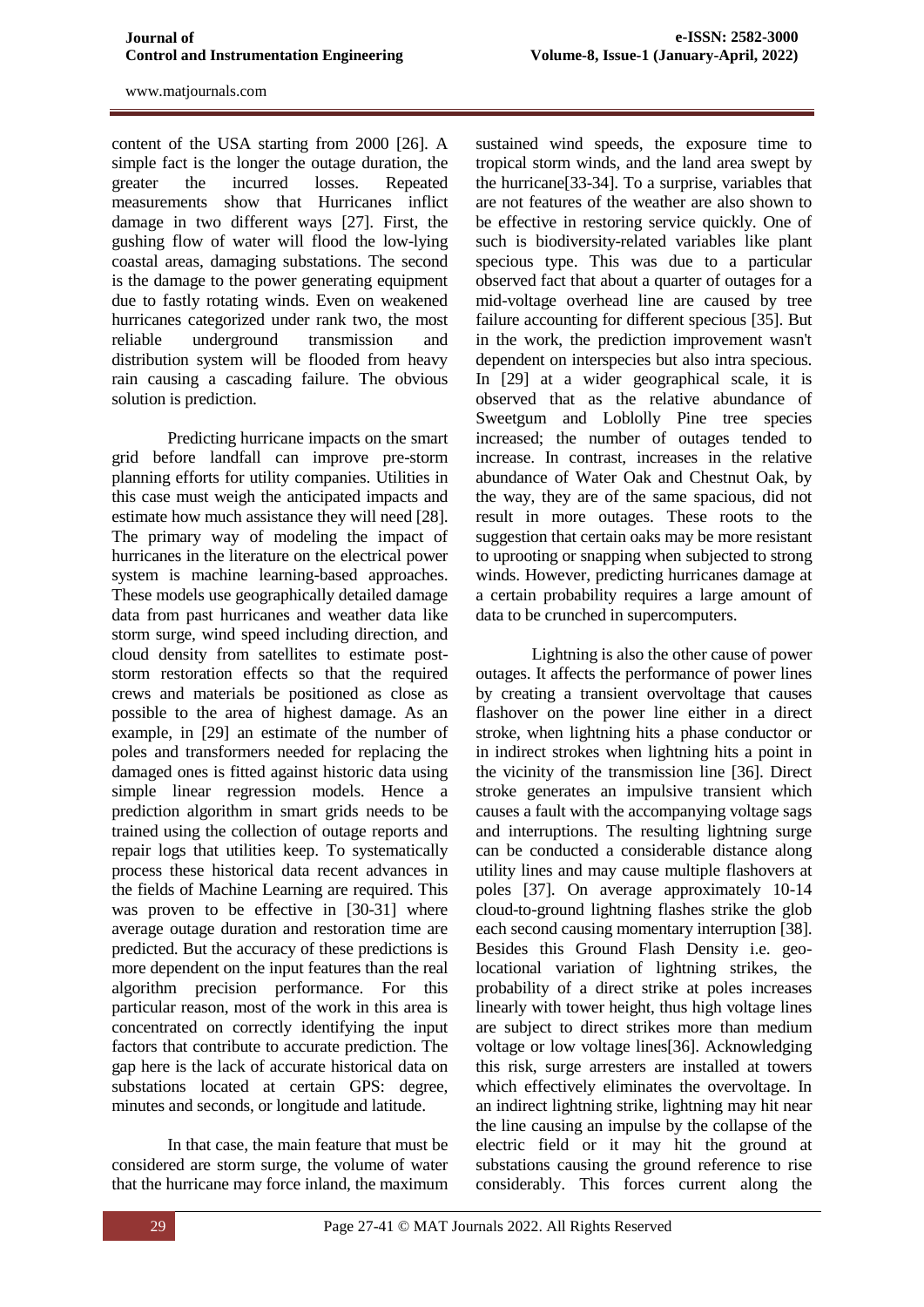content of the USA starting from 2000 [26]. A simple fact is the longer the outage duration, the greater the incurred losses. Repeated measurements show that Hurricanes inflict damage in two different ways [27]. First, the gushing flow of water will flood the low-lying coastal areas, damaging substations. The second is the damage to the power generating equipment due to fastly rotating winds. Even on weakened hurricanes categorized under rank two, the most reliable underground transmission and distribution system will be flooded from heavy rain causing a cascading failure. The obvious solution is prediction.

Predicting hurricane impacts on the smart grid before landfall can improve pre-storm planning efforts for utility companies. Utilities in this case must weigh the anticipated impacts and estimate how much assistance they will need [28]. The primary way of modeling the impact of hurricanes in the literature on the electrical power system is machine learning-based approaches. These models use geographically detailed damage data from past hurricanes and weather data like storm surge, wind speed including direction, and cloud density from satellites to estimate post-storm restoration effects so that the required crews and materials be positioned as close as possible to the area of highest damage. As an example, in [29] an estimate of the number of poles and transformers needed for replacing the damaged ones is fitted against historic data using simple linear regression models. Hence a prediction algorithm in smart grids needs to be trained using the collection of outage reports and repair logs that utilities keep. To systematically process these historical data recent advances in the fields of Machine Learning are required. This was proven to be effective in [30-31] where average outage duration and restoration time are predicted. But the accuracy of these predictions is more dependent on the input features than the real algorithm precision performance. For this particular reason, most of the work in this area is concentrated on correctly identifying the input factors that contribute to accurate prediction. The gap here is the lack of accurate historical data on substations located at certain GPS: degree, minutes and seconds, or longitude and latitude.

In that case, the main feature that must be considered are storm surge, the volume of water that the hurricane may force inland, the maximum sustained wind speeds, the exposure time to tropical storm winds, and the land area swept by the hurricane[33-34]. To a surprise, variables that are not features of the weather are also shown to be effective in restoring service quickly. One of such is biodiversity-related variables like plant specious type. This was due to a particular observed fact that about a quarter of outages for a mid-voltage overhead line are caused by tree failure accounting for different specious [35]. But in the work, the prediction improvement wasn't dependent on interspecies but also intra specious. In [29] at a wider geographical scale, it is observed that as the relative abundance of Sweetgum and Loblolly Pine tree species increased; the number of outages tended to increase. In contrast, increases in the relative abundance of Water Oak and Chestnut Oak, by the way, they are of the same spacious, did not result in more outages. These roots to the suggestion that certain oaks may be more resistant to uprooting or snapping when subjected to strong winds. However, predicting hurricanes damage at a certain probability requires a large amount of data to be crunched in supercomputers.

Lightning is also the other cause of power outages. It affects the performance of power lines by creating a transient overvoltage that causes flashover on the power line either in a direct stroke, when lightning hits a phase conductor or in indirect strokes when lightning hits a point in the vicinity of the transmission line [36]. Direct stroke generates an impulsive transient which causes a fault with the accompanying voltage sags and interruptions. The resulting lightning surge can be conducted a considerable distance along utility lines and may cause multiple flashovers at poles [37]. On average approximately 10-14 cloud-to-ground lightning flashes strike the glob each second causing momentary interruption [38]. Besides this Ground Flash Density i.e. geo-locational variation of lightning strikes, the probability of a direct strike at poles increases linearly with tower height, thus high voltage lines are subject to direct strikes more than medium voltage or low voltage lines[36]. Acknowledging this risk, surge arresters are installed at towers which effectively eliminates the overvoltage. In an indirect lightning strike, lightning may hit near the line causing an impulse by the collapse of the electric field or it may hit the ground at substations causing the ground reference to rise considerably. This forces current along the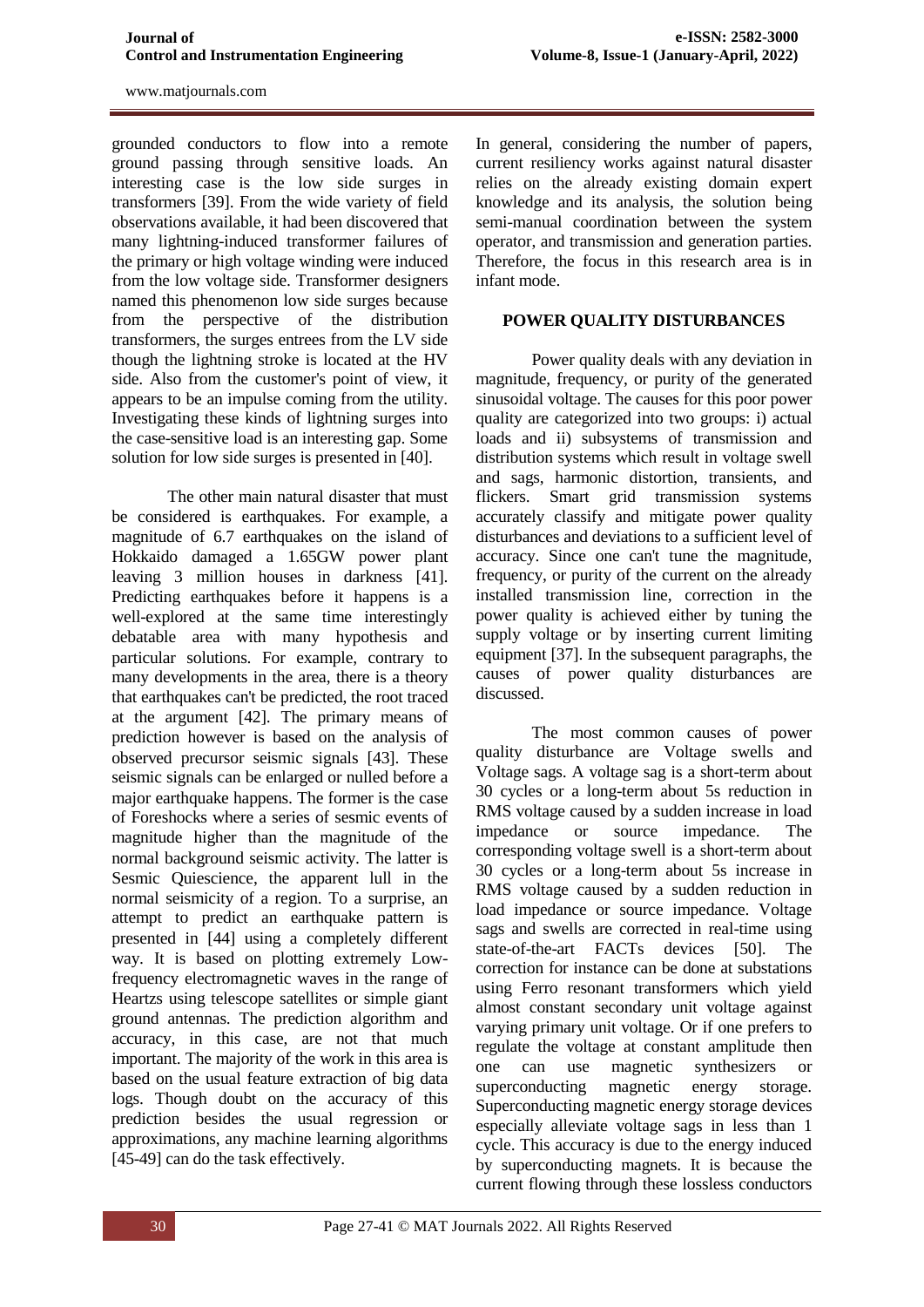grounded conductors to flow into a remote ground passing through sensitive loads. An interesting case is the low side surges in transformers [39]. From the wide variety of field observations available, it had been discovered that many lightning-induced transformer failures of the primary or high voltage winding were induced from the low voltage side. Transformer designers named this phenomenon low side surges because from the perspective of the distribution transformers, the surges entrees from the LV side though the lightning stroke is located at the HV side. Also from the customer's point of view, it appears to be an impulse coming from the utility. Investigating these kinds of lightning surges into the case-sensitive load is an interesting gap. Some solution for low side surges is presented in [40].

The other main natural disaster that must be considered is earthquakes. For example, a magnitude of 6.7 earthquakes on the island of Hokkaido damaged a 1.65GW power plant leaving 3 million houses in darkness [41]. Predicting earthquakes before it happens is a well-explored at the same time interestingly debatable area with many hypothesis and particular solutions. For example, contrary to many developments in the area, there is a theory that earthquakes can't be predicted, the root traced at the argument [42]. The primary means of prediction however is based on the analysis of observed precursor seismic signals [43]. These seismic signals can be enlarged or nulled before a major earthquake happens. The former is the case of Foreshocks where a series of sesmic events of magnitude higher than the magnitude of the normal background seismic activity. The latter is Sesmic Quiescience, the apparent lull in the normal seismicity of a region. To a surprise, an attempt to predict an earthquake pattern is presented in [44] using a completely different way. It is based on plotting extremely Low-frequency electromagnetic waves in the range of Heartzs using telescope satellites or simple giant ground antennas. The prediction algorithm and accuracy, in this case, are not that much important. The majority of the work in this area is based on the usual feature extraction of big data logs. Though doubt on the accuracy of this prediction besides the usual regression or approximations, any machine learning algorithms [45-49] can do the task effectively.

In general, considering the number of papers, current resiliency works against natural disaster relies on the already existing domain expert knowledge and its analysis, the solution being semi-manual coordination between the system operator, and transmission and generation parties. Therefore, the focus in this research area is in infant mode.

## POWER QUALITY DISTURBANCES

Power quality deals with any deviation in magnitude, frequency, or purity of the generated sinusoidal voltage. The causes for this poor power quality are categorized into two groups: i) actual loads and ii) subsystems of transmission and distribution systems which result in voltage swell and sags, harmonic distortion, transients, and flickers. Smart grid transmission systems accurately classify and mitigate power quality disturbances and deviations to a sufficient level of accuracy. Since one can't tune the magnitude, frequency, or purity of the current on the already installed transmission line, correction in the power quality is achieved either by tuning the supply voltage or by inserting current limiting equipment [37]. In the subsequent paragraphs, the causes of power quality disturbances are discussed.

The most common causes of power quality disturbance are Voltage swells and Voltage sags. A voltage sag is a short-term about 30 cycles or a long-term about 5s reduction in RMS voltage caused by a sudden increase in load impedance or source impedance. The corresponding voltage swell is a short-term about 30 cycles or a long-term about 5s increase in RMS voltage caused by a sudden reduction in load impedance or source impedance. Voltage sags and swells are corrected in real-time using state-of-the-art FACTs devices [50]. The correction for instance can be done at substations using Ferro resonant transformers which yield almost constant secondary unit voltage against varying primary unit voltage. Or if one prefers to regulate the voltage at constant amplitude then one can use magnetic synthesizers or superconducting magnetic energy storage. Superconducting magnetic energy storage devices especially alleviate voltage sags in less than 1 cycle. This accuracy is due to the energy induced by superconducting magnets. It is because the current flowing through these lossless conductors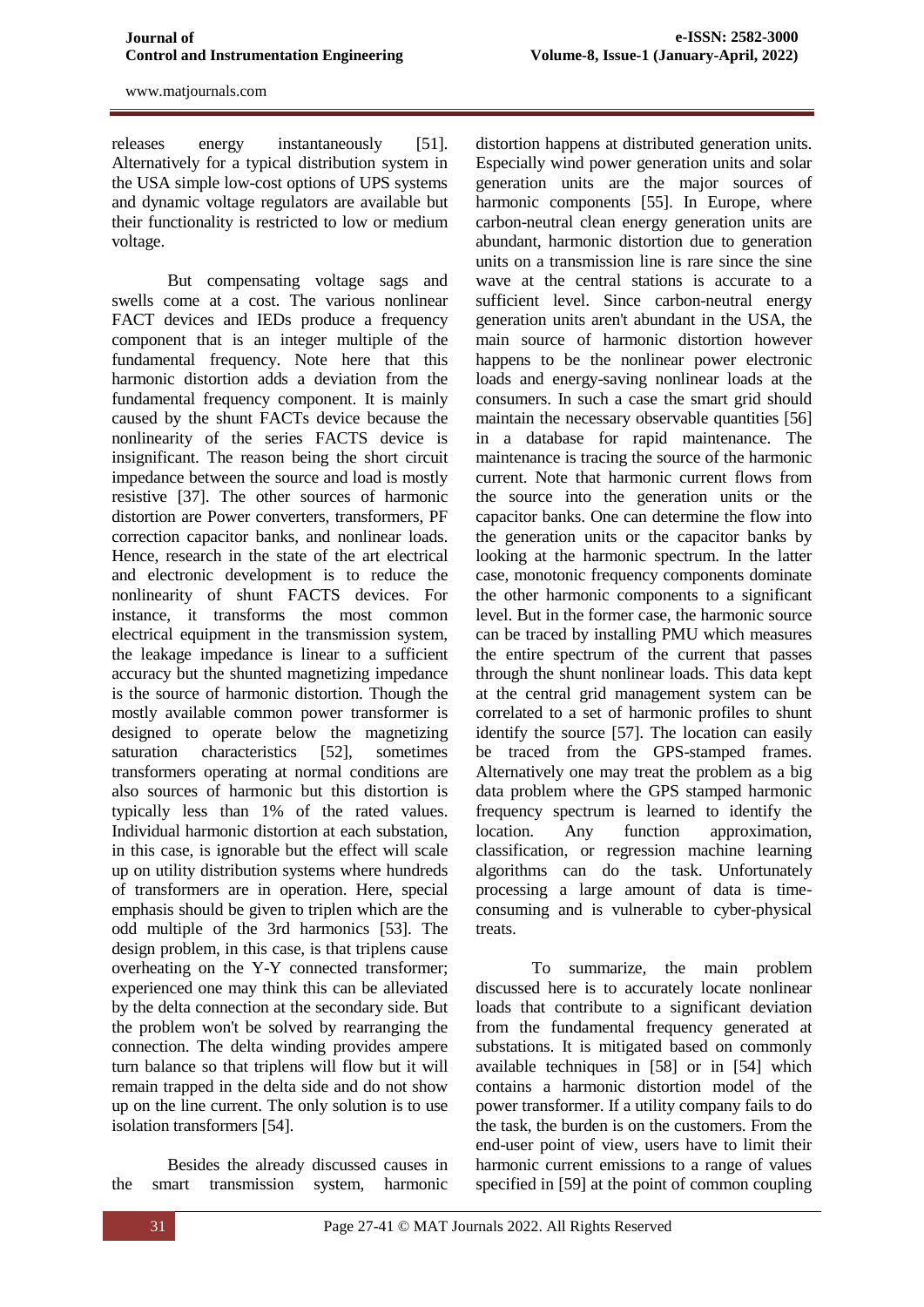releases energy instantaneously [51]. Alternatively for a typical distribution system in the USA simple low-cost options of UPS systems and dynamic voltage regulators are available but their functionality is restricted to low or medium voltage.

But compensating voltage sags and swells come at a cost. The various nonlinear FACT devices and IEDs produce a frequency component that is an integer multiple of the fundamental frequency. Note here that this harmonic distortion adds a deviation from the fundamental frequency component. It is mainly caused by the shunt FACTs device because the nonlinearity of the series FACTS device is insignificant. The reason being the short circuit impedance between the source and load is mostly resistive [37]. The other sources of harmonic distortion are Power converters, transformers, PF correction capacitor banks, and nonlinear loads. Hence, research in the state of the art electrical and electronic development is to reduce the nonlinearity of shunt FACTS devices. For instance, it transforms the most common electrical equipment in the transmission system, the leakage impedance is linear to a sufficient accuracy but the shunted magnetizing impedance is the source of harmonic distortion. Though the mostly available common power transformer is designed to operate below the magnetizing saturation characteristics [52], sometimes transformers operating at normal conditions are also sources of harmonic but this distortion is typically less than 1% of the rated values. Individual harmonic distortion at each substation, in this case, is ignorable but the effect will scale up on utility distribution systems where hundreds of transformers are in operation. Here, special emphasis should be given to triplen which are the odd multiple of the 3rd harmonics [53]. The design problem, in this case, is that triplens cause overheating on the Y-Y connected transformer; experienced one may think this can be alleviated by the delta connection at the secondary side. But the problem won't be solved by rearranging the connection. The delta winding provides ampere turn balance so that triplens will flow but it will remain trapped in the delta side and do not show up on the line current. The only solution is to use isolation transformers [54].

Besides the already discussed causes in the smart transmission system, harmonic distortion happens at distributed generation units. Especially wind power generation units and solar generation units are the major sources of harmonic components [55]. In Europe, where carbon-neutral clean energy generation units are abundant, harmonic distortion due to generation units on a transmission line is rare since the sine wave at the central stations is accurate to a sufficient level. Since carbon-neutral energy generation units aren't abundant in the USA, the main source of harmonic distortion however happens to be the nonlinear power electronic loads and energy-saving nonlinear loads at the consumers. In such a case the smart grid should maintain the necessary observable quantities [56] in a database for rapid maintenance. The maintenance is tracing the source of the harmonic current. Note that harmonic current flows from the source into the generation units or the capacitor banks. One can determine the flow into the generation units or the capacitor banks by looking at the harmonic spectrum. In the latter case, monotonic frequency components dominate the other harmonic components to a significant level. But in the former case, the harmonic source can be traced by installing PMU which measures the entire spectrum of the current that passes through the shunt nonlinear loads. This data kept at the central grid management system can be correlated to a set of harmonic profiles to shunt identify the source [57]. The location can easily be traced from the GPS-stamped frames. Alternatively one may treat the problem as a big data problem where the GPS stamped harmonic frequency spectrum is learned to identify the location. Any function approximation, classification, or regression machine learning algorithms can do the task. Unfortunately processing a large amount of data is time-consuming and is vulnerable to cyber-physical treats.

To summarize, the main problem discussed here is to accurately locate nonlinear loads that contribute to a significant deviation from the fundamental frequency generated at substations. It is mitigated based on commonly available techniques in [58] or in [54] which contains a harmonic distortion model of the power transformer. If a utility company fails to do the task, the burden is on the customers. From the end-user point of view, users have to limit their harmonic current emissions to a range of values specified in [59] at the point of common coupling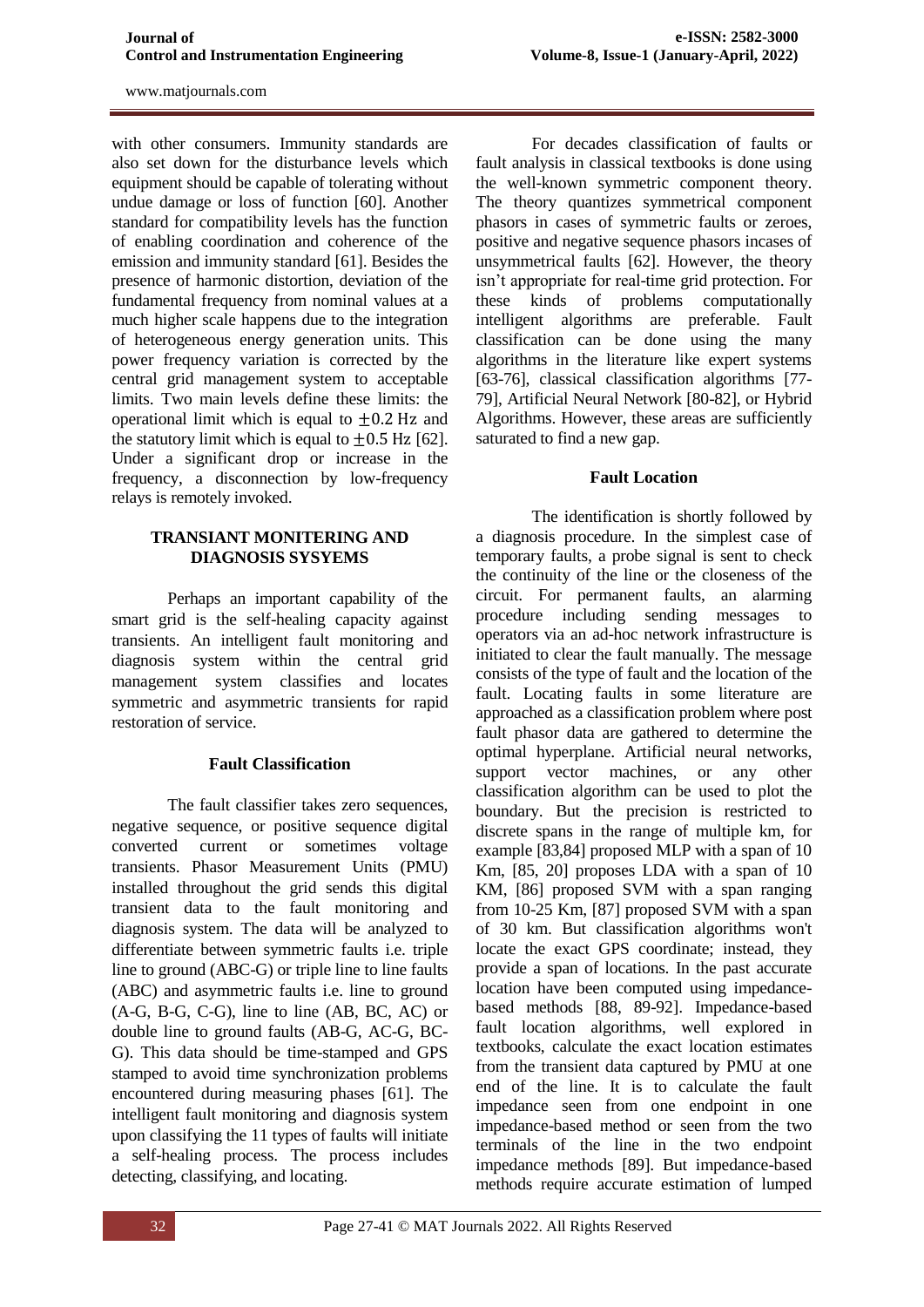with other consumers. Immunity standards are also set down for the disturbance levels which equipment should be capable of tolerating without undue damage or loss of function [60]. Another standard for compatibility levels has the function of enabling coordination and coherence of the emission and immunity standard [61]. Besides the presence of harmonic distortion, deviation of the fundamental frequency from nominal values at a much higher scale happens due to the integration of heterogeneous energy generation units. This power frequency variation is corrected by the central grid management system to acceptable limits. Two main levels define these limits: the operational limit which is equal to $\pm 0.2$ Hz and the statutory limit which is equal to $\pm 0.5$ Hz [62]. Under a significant drop or increase in the frequency, a disconnection by low-frequency relays is remotely invoked.

## TRANSIANT MONITERING AND DIAGNOSIS SYSYEMS

Perhaps an important capability of the smart grid is the self-healing capacity against transients. An intelligent fault monitoring and diagnosis system within the central grid management system classifies and locates symmetric and asymmetric transients for rapid restoration of service.

### Fault Classification

The fault classifier takes zero sequences, negative sequence, or positive sequence digital converted current or sometimes voltage transients. Phasor Measurement Units (PMU) installed throughout the grid sends this digital transient data to the fault monitoring and diagnosis system. The data will be analyzed to differentiate between symmetric faults i.e. triple line to ground (ABC-G) or triple line to line faults (ABC) and asymmetric faults i.e. line to ground (A-G, B-G, C-G), line to line (AB, BC, AC) or double line to ground faults (AB-G, AC-G, BC-G). This data should be time-stamped and GPS stamped to avoid time synchronization problems encountered during measuring phases [61]. The intelligent fault monitoring and diagnosis system upon classifying the 11 types of faults will initiate a self-healing process. The process includes detecting, classifying, and locating.

For decades classification of faults or fault analysis in classical textbooks is done using the well-known symmetric component theory. The theory quantizes symmetrical component phasors in cases of symmetric faults or zeroes, positive and negative sequence phasors incases of unsymmetrical faults [62]. However, the theory isn't appropriate for real-time grid protection. For these kinds of problems computationally intelligent algorithms are preferable. Fault classification can be done using the many algorithms in the literature like expert systems [63-76], classical classification algorithms [77-79], Artificial Neural Network [80-82], or Hybrid Algorithms. However, these areas are sufficiently saturated to find a new gap.

### Fault Location

The identification is shortly followed by a diagnosis procedure. In the simplest case of temporary faults, a probe signal is sent to check the continuity of the line or the closeness of the circuit. For permanent faults, an alarming procedure including sending messages to operators via an ad-hoc network infrastructure is initiated to clear the fault manually. The message consists of the type of fault and the location of the fault. Locating faults in some literature are approached as a classification problem where post fault phasor data are gathered to determine the optimal hyperplane. Artificial neural networks, support vector machines, or any other classification algorithm can be used to plot the boundary. But the precision is restricted to discrete spans in the range of multiple km, for example [83,84] proposed MLP with a span of 10 Km, [85, 20] proposes LDA with a span of 10 KM, [86] proposed SVM with a span ranging from 10-25 Km, [87] proposed SVM with a span of 30 km. But classification algorithms won't locate the exact GPS coordinate; instead, they provide a span of locations. In the past accurate location have been computed using impedance-based methods [88, 89-92]. Impedance-based fault location algorithms, well explored in textbooks, calculate the exact location estimates from the transient data captured by PMU at one end of the line. It is to calculate the fault impedance seen from one endpoint in one impedance-based method or seen from the two terminals of the line in the two endpoint impedance methods [89]. But impedance-based methods require accurate estimation of lumped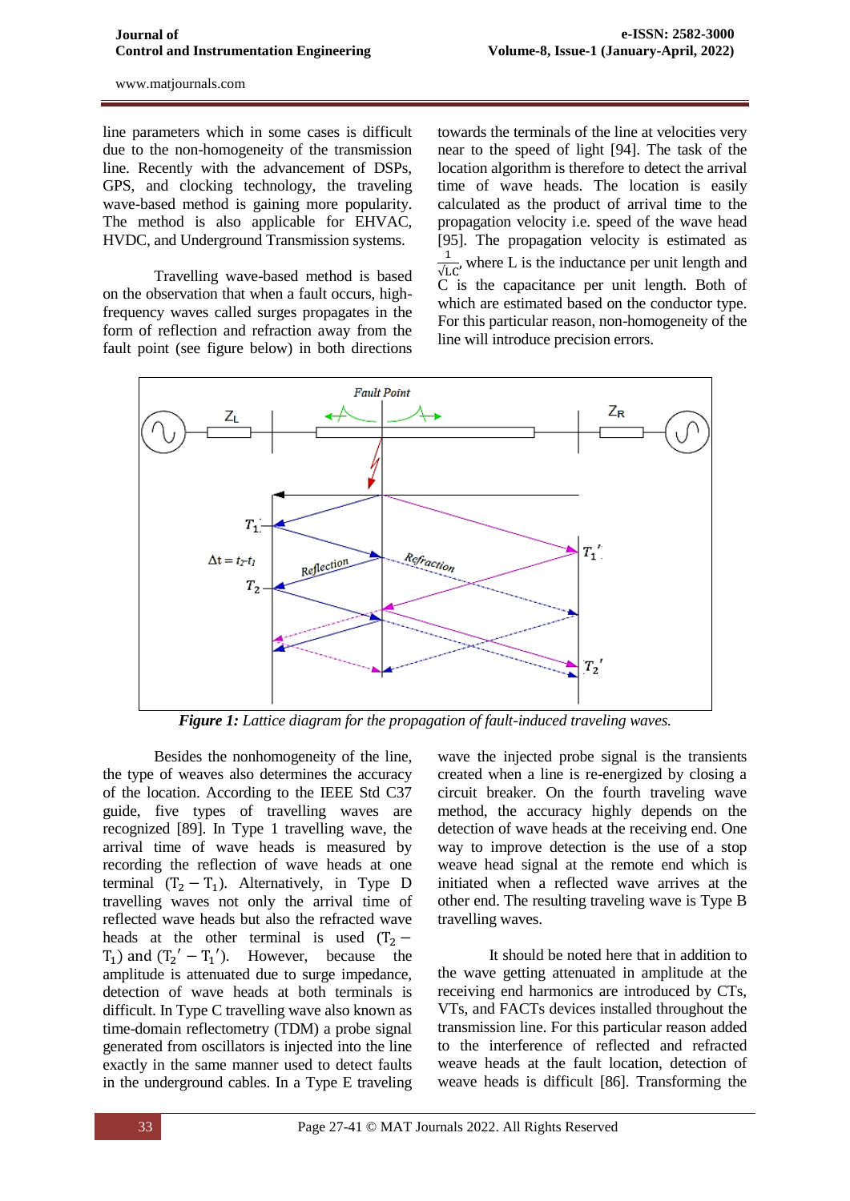line parameters which in some cases is difficult due to the non-homogeneity of the transmission line. Recently with the advancement of DSPs, GPS, and clocking technology, the traveling wave-based method is gaining more popularity. The method is also applicable for EHVAC, HVDC, and Underground Transmission systems.

Travelling wave-based method is based on the observation that when a fault occurs, high-frequency waves called surges propagates in the form of reflection and refraction away from the fault point (see figure below) in both directions towards the terminals of the line at velocities very near to the speed of light [94]. The task of the location algorithm is therefore to detect the arrival time of wave heads. The location is easily calculated as the product of arrival time to the propagation velocity i.e. speed of the wave head [95]. The propagation velocity is estimated as $\frac{1}{\sqrt{LC}}$, where L is the inductance per unit length and C is the capacitance per unit length. Both of which are estimated based on the conductor type. For this particular reason, non-homogeneity of the line will introduce precision errors.

Fault Point

$Z_L$

$Z_R$

$T_1$

$\Delta t = t_2 - t_1$

$T_2$

Reflection

Refraction

$T_1'$

$T_2'$

***Figure 1:*** *Lattice diagram for the propagation of fault-induced traveling waves.*

Besides the nonhomogeneity of the line, the type of weaves also determines the accuracy of the location. According to the IEEE Std C37 guide, five types of travelling waves are recognized [89]. In Type 1 travelling wave, the arrival time of wave heads is measured by recording the reflection of wave heads at one terminal $(T_2 - T_1)$. Alternatively, in Type D travelling waves not only the arrival time of reflected wave heads but also the refracted wave heads at the other terminal is used $(T_2 - T_1)$ and $(T_2' - T_1')$. However, because the amplitude is attenuated due to surge impedance, detection of wave heads at both terminals is difficult. In Type C travelling wave also known as time-domain reflectometry (TDM) a probe signal generated from oscillators is injected into the line exactly in the same manner used to detect faults in the underground cables. In a Type E traveling wave the injected probe signal is the transients created when a line is re-energized by closing a circuit breaker. On the fourth traveling wave method, the accuracy highly depends on the detection of wave heads at the receiving end. One way to improve detection is the use of a stop weave head signal at the remote end which is initiated when a reflected wave arrives at the other end. The resulting traveling wave is Type B travelling waves.

It should be noted here that in addition to the wave getting attenuated in amplitude at the receiving end harmonics are introduced by CTs, VTs, and FACTs devices installed throughout the transmission line. For this particular reason added to the interference of reflected and refracted weave heads at the fault location, detection of weave heads is difficult [86]. Transforming the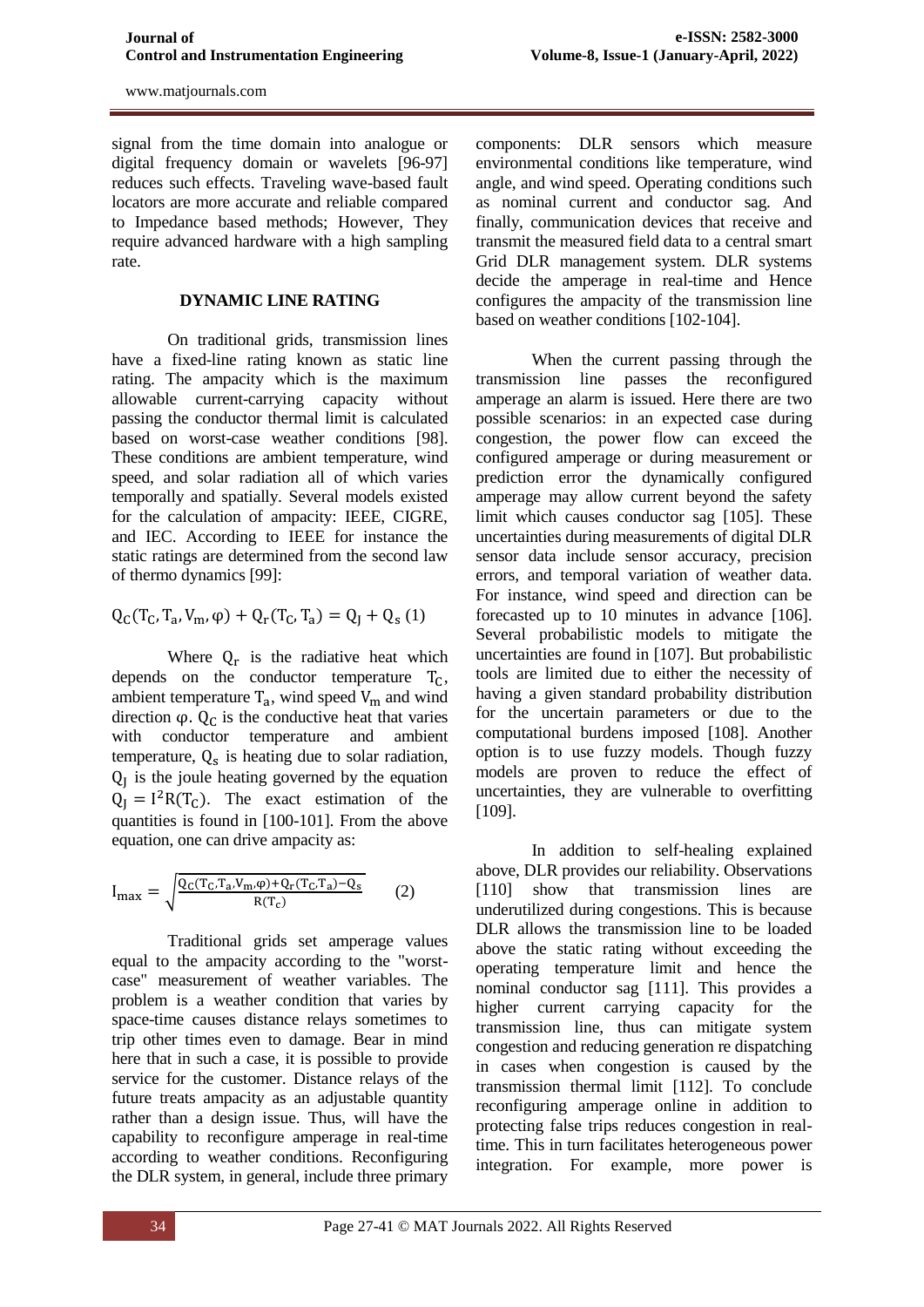signal from the time domain into analogue or digital frequency domain or wavelets [96-97] reduces such effects. Traveling wave-based fault locators are more accurate and reliable compared to Impedance based methods; However, They require advanced hardware with a high sampling rate.

## DYNAMIC LINE RATING

On traditional grids, transmission lines have a fixed-line rating known as static line rating. The ampacity which is the maximum allowable current-carrying capacity without passing the conductor thermal limit is calculated based on worst-case weather conditions [98]. These conditions are ambient temperature, wind speed, and solar radiation all of which varies temporally and spatially. Several models existed for the calculation of ampacity: IEEE, CIGRE, and IEC. According to IEEE for instance the static ratings are determined from the second law of thermo dynamics [99]:

$$Q_C(T_C, T_a, V_m, \varphi) + Q_r(T_C, T_a) = Q_J + Q_s \quad (1)$$

Where $Q_r$ is the radiative heat which depends on the conductor temperature $T_C$, ambient temperature $T_a$, wind speed $V_m$ and wind direction $\varphi$. $Q_C$ is the conductive heat that varies with conductor temperature and ambient temperature, $Q_s$ is heating due to solar radiation, $Q_J$ is the joule heating governed by the equation $Q_J = I^2R(T_C)$. The exact estimation of the quantities is found in [100-101]. From the above equation, one can drive ampacity as:

$$I_{max} = \sqrt{\frac{Q_C(T_C, T_a, V_m, \varphi) + Q_r(T_C, T_a) - Q_s}{R(T_c)}} \quad (2)$$

Traditional grids set amperage values equal to the ampacity according to the "worst-case" measurement of weather variables. The problem is a weather condition that varies by space-time causes distance relays sometimes to trip other times even to damage. Bear in mind here that in such a case, it is possible to provide service for the customer. Distance relays of the future treats ampacity as an adjustable quantity rather than a design issue. Thus, will have the capability to reconfigure amperage in real-time according to weather conditions. Reconfiguring the DLR system, in general, include three primary components: DLR sensors which measure environmental conditions like temperature, wind angle, and wind speed. Operating conditions such as nominal current and conductor sag. And finally, communication devices that receive and transmit the measured field data to a central smart Grid DLR management system. DLR systems decide the amperage in real-time and Hence configures the ampacity of the transmission line based on weather conditions [102-104].

When the current passing through the transmission line passes the reconfigured amperage an alarm is issued. Here there are two possible scenarios: in an expected case during congestion, the power flow can exceed the configured amperage or during measurement or prediction error the dynamically configured amperage may allow current beyond the safety limit which causes conductor sag [105]. These uncertainties during measurements of digital DLR sensor data include sensor accuracy, precision errors, and temporal variation of weather data. For instance, wind speed and direction can be forecasted up to 10 minutes in advance [106]. Several probabilistic models to mitigate the uncertainties are found in [107]. But probabilistic tools are limited due to either the necessity of having a given standard probability distribution for the uncertain parameters or due to the computational burdens imposed [108]. Another option is to use fuzzy models. Though fuzzy models are proven to reduce the effect of uncertainties, they are vulnerable to overfitting [109].

In addition to self-healing explained above, DLR provides our reliability. Observations [110] show that transmission lines are underutilized during congestions. This is because DLR allows the transmission line to be loaded above the static rating without exceeding the operating temperature limit and hence the nominal conductor sag [111]. This provides a higher current carrying capacity for the transmission line, thus can mitigate system congestion and reducing generation re dispatching in cases when congestion is caused by the transmission thermal limit [112]. To conclude reconfiguring amperage online in addition to protecting false trips reduces congestion in real-time. This in turn facilitates heterogeneous power integration. For example, more power is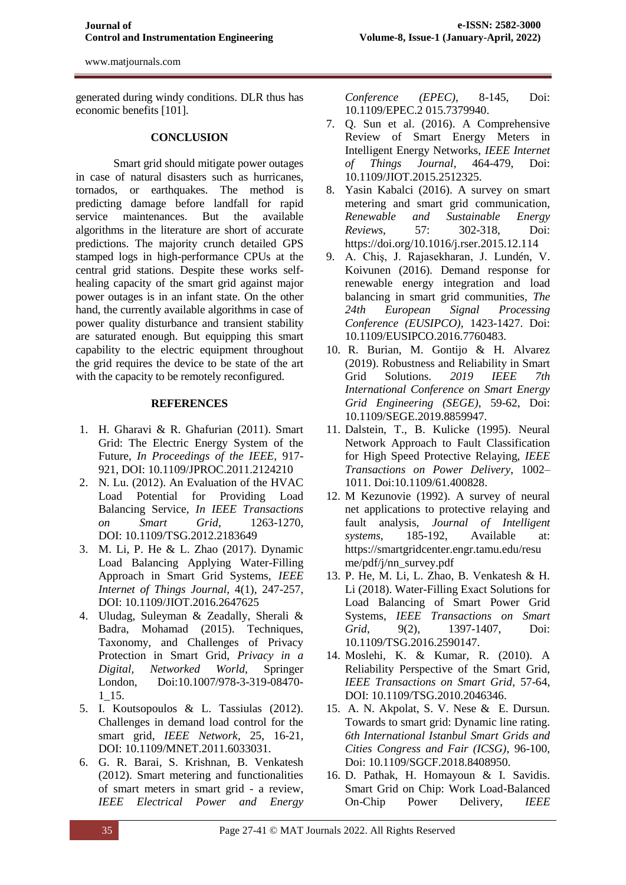generated during windy conditions. DLR thus has economic benefits [101].

## CONCLUSION

Smart grid should mitigate power outages in case of natural disasters such as hurricanes, tornados, or earthquakes. The method is predicting damage before landfall for rapid service maintenances. But the available algorithms in the literature are short of accurate predictions. The majority crunch detailed GPS stamped logs in high-performance CPUs at the central grid stations. Despite these works self-healing capacity of the smart grid against major power outages is in an infant state. On the other hand, the currently available algorithms in case of power quality disturbance and transient stability are saturated enough. But equipping this smart capability to the electric equipment throughout the grid requires the device to be state of the art with the capacity to be remotely reconfigured.

## REFERENCES

1. H. Gharavi & R. Ghafurian (2011). Smart Grid: The Electric Energy System of the Future, *In Proceedings of the IEEE*, 917-921, DOI: 10.1109/JPROC.2011.2124210
2. N. Lu. (2012). An Evaluation of the HVAC Load Potential for Providing Load Balancing Service, *In IEEE Transactions on Smart Grid*, 1263-1270, DOI: 10.1109/TSG.2012.2183649
3. M. Li, P. He & L. Zhao (2017). Dynamic Load Balancing Applying Water-Filling Approach in Smart Grid Systems, *IEEE Internet of Things Journal*, 4(1), 247-257, DOI: 10.1109/JIOT.2016.2647625
4. Uludag, Suleyman & Zeadally, Sherali & Badra, Mohamad (2015). Techniques, Taxonomy, and Challenges of Privacy Protection in Smart Grid, *Privacy in a Digital, Networked World*, Springer London, Doi:10.1007/978-3-319-08470-1_15.
5. I. Koutsopoulos & L. Tassiulas (2012). Challenges in demand load control for the smart grid, *IEEE Network*, 25, 16-21, DOI: 10.1109/MNET.2011.6033031.
6. G. R. Barai, S. Krishnan, B. Venkatesh (2012). Smart metering and functionalities of smart meters in smart grid - a review, *IEEE Electrical Power and Energy Conference (EPEC)*, 8-145, Doi: 10.1109/EPEC.2 015.7379940.
7. Q. Sun et al. (2016). A Comprehensive Review of Smart Energy Meters in Intelligent Energy Networks, *IEEE Internet of Things Journal*, 464-479, Doi: 10.1109/JIOT.2015.2512325.
8. Yasin Kabalci (2016). A survey on smart metering and smart grid communication, *Renewable and Sustainable Energy Reviews*, 57: 302-318, Doi: https://doi.org/10.1016/j.rser.2015.12.114
9. A. Chiş, J. Rajasekharan, J. Lundén, V. Koivunen (2016). Demand response for renewable energy integration and load balancing in smart grid communities, *The 24th European Signal Processing Conference (EUSIPCO)*, 1423-1427. Doi: 10.1109/EUSIPCO.2016.7760483.
10. R. Burian, M. Gontijo & H. Alvarez (2019). Robustness and Reliability in Smart Grid Solutions. *2019 IEEE 7th International Conference on Smart Energy Grid Engineering (SEGE)*, 59-62, Doi: 10.1109/SEGE.2019.8859947.
11. Dalstein, T., B. Kulicke (1995). Neural Network Approach to Fault Classification for High Speed Protective Relaying, *IEEE Transactions on Power Delivery*, 1002–1011. Doi:10.1109/61.400828.
12. M Kezunovie (1992). A survey of neural net applications to protective relaying and fault analysis, *Journal of Intelligent systems*, 185-192, Available at: https://smartgridcenter.engr.tamu.edu/resume/pdf/j/nn_survey.pdf
13. P. He, M. Li, L. Zhao, B. Venkatesh & H. Li (2018). Water-Filling Exact Solutions for Load Balancing of Smart Power Grid Systems, *IEEE Transactions on Smart Grid*, 9(2), 1397-1407, Doi: 10.1109/TSG.2016.2590147.
14. Moslehi, K. & Kumar, R. (2010). A Reliability Perspective of the Smart Grid, *IEEE Transactions on Smart Grid*, 57-64, DOI: 10.1109/TSG.2010.2046346.
15. A. N. Akpolat, S. V. Nese & E. Dursun. Towards to smart grid: Dynamic line rating. *6th International Istanbul Smart Grids and Cities Congress and Fair (ICSG)*, 96-100, Doi: 10.1109/SGCF.2018.8408950.
16. D. Pathak, H. Homayoun & I. Savidis. Smart Grid on Chip: Work Load-Balanced On-Chip Power Delivery, *IEEE*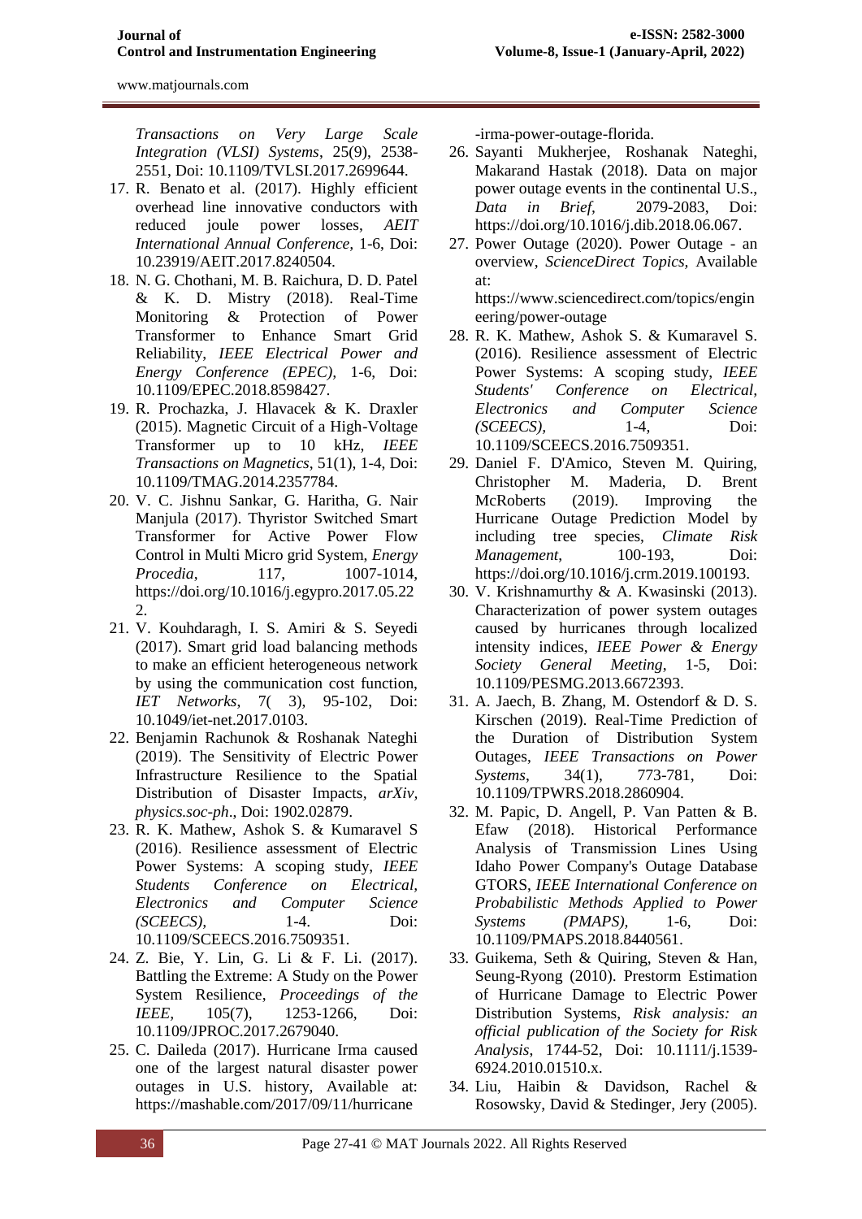*Transactions on Very Large Scale Integration (VLSI) Systems*, 25(9), 2538-2551, Doi: 10.1109/TVLSI.2017.2699644.

17. R. Benato et al. (2017). Highly efficient overhead line innovative conductors with reduced joule power losses, *AEIT International Annual Conference*, 1-6, Doi: 10.23919/AEIT.2017.8240504.
18. N. G. Chothani, M. B. Raichura, D. D. Patel & K. D. Mistry (2018). Real-Time Monitoring & Protection of Power Transformer to Enhance Smart Grid Reliability, *IEEE Electrical Power and Energy Conference (EPEC)*, 1-6, Doi: 10.1109/EPEC.2018.8598427.
19. R. Prochazka, J. Hlavacek & K. Draxler (2015). Magnetic Circuit of a High-Voltage Transformer up to 10 kHz, *IEEE Transactions on Magnetics*, 51(1), 1-4, Doi: 10.1109/TMAG.2014.2357784.
20. V. C. Jishnu Sankar, G. Haritha, G. Nair Manjula (2017). Thyristor Switched Smart Transformer for Active Power Flow Control in Multi Micro grid System, *Energy Procedia*, 117, 1007-1014, https://doi.org/10.1016/j.egypro.2017.05.222.
21. V. Kouhdaragh, I. S. Amiri & S. Seyedi (2017). Smart grid load balancing methods to make an efficient heterogeneous network by using the communication cost function, *IET Networks*, 7( 3), 95-102, Doi: 10.1049/iet-net.2017.0103.
22. Benjamin Rachunok & Roshanak Nateghi (2019). The Sensitivity of Electric Power Infrastructure Resilience to the Spatial Distribution of Disaster Impacts, *arXiv, physics.soc-ph*., Doi: 1902.02879.
23. R. K. Mathew, Ashok S. & Kumaravel S (2016). Resilience assessment of Electric Power Systems: A scoping study, *IEEE Students Conference on Electrical, Electronics and Computer Science (SCEECS)*, 1-4. Doi: 10.1109/SCEECS.2016.7509351.
24. Z. Bie, Y. Lin, G. Li & F. Li. (2017). Battling the Extreme: A Study on the Power System Resilience, *Proceedings of the IEEE*, 105(7), 1253-1266, Doi: 10.1109/JPROC.2017.2679040.
25. C. Daileda (2017). Hurricane Irma caused one of the largest natural disaster power outages in U.S. history, Available at: https://mashable.com/2017/09/11/hurricane-irma-power-outage-florida.
26. Sayanti Mukherjee, Roshanak Nateghi, Makarand Hastak (2018). Data on major power outage events in the continental U.S., *Data in Brief*, 2079-2083, Doi: https://doi.org/10.1016/j.dib.2018.06.067.
27. Power Outage (2020). Power Outage - an overview, *ScienceDirect Topics*, Available at: https://www.sciencedirect.com/topics/engineering/power-outage
28. R. K. Mathew, Ashok S. & Kumaravel S. (2016). Resilience assessment of Electric Power Systems: A scoping study, *IEEE Students' Conference on Electrical, Electronics and Computer Science (SCEECS)*, 1-4, Doi: 10.1109/SCEECS.2016.7509351.
29. Daniel F. D'Amico, Steven M. Quiring, Christopher M. Maderia, D. Brent McRoberts (2019). Improving the Hurricane Outage Prediction Model by including tree species, *Climate Risk Management*, 100-193, Doi: https://doi.org/10.1016/j.crm.2019.100193.
30. V. Krishnamurthy & A. Kwasinski (2013). Characterization of power system outages caused by hurricanes through localized intensity indices, *IEEE Power & Energy Society General Meeting*, 1-5, Doi: 10.1109/PESMG.2013.6672393.
31. A. Jaech, B. Zhang, M. Ostendorf & D. S. Kirschen (2019). Real-Time Prediction of the Duration of Distribution System Outages, *IEEE Transactions on Power Systems*, 34(1), 773-781, Doi: 10.1109/TPWRS.2018.2860904.
32. M. Papic, D. Angell, P. Van Patten & B. Efaw (2018). Historical Performance Analysis of Transmission Lines Using Idaho Power Company's Outage Database GTORS, *IEEE International Conference on Probabilistic Methods Applied to Power Systems (PMAPS)*, 1-6, Doi: 10.1109/PMAPS.2018.8440561.
33. Guikema, Seth & Quiring, Steven & Han, Seung-Ryong (2010). Prestorm Estimation of Hurricane Damage to Electric Power Distribution Systems, *Risk analysis: an official publication of the Society for Risk Analysis*, 1744-52, Doi: 10.1111/j.1539-6924.2010.01510.x.
34. Liu, Haibin & Davidson, Rachel & Rosowsky, David & Stedinger, Jery (2005).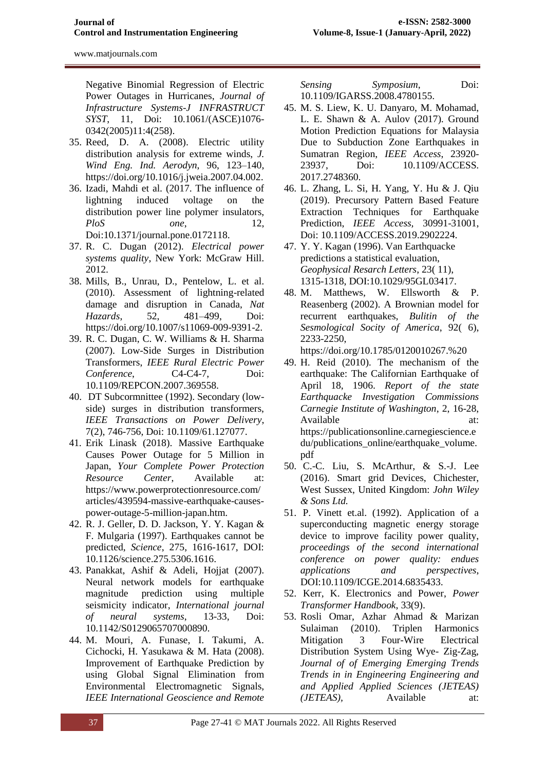Negative Binomial Regression of Electric Power Outages in Hurricanes, *Journal of Infrastructure Systems-J INFRASTRUCT SYST*, 11, Doi: 10.1061/(ASCE)1076-0342(2005)11:4(258).

35. Reed, D. A. (2008). Electric utility distribution analysis for extreme winds, *J. Wind Eng. Ind. Aerodyn*, 96, 123–140, https://doi.org/10.1016/j.jweia.2007.04.002.
36. Izadi, Mahdi et al. (2017. The influence of lightning induced voltage on the distribution power line polymer insulators, *PloS one*, 12, Doi:10.1371/journal.pone.0172118.
37. R. C. Dugan (2012). *Electrical power systems quality*, New York: McGraw Hill. 2012.
38. Mills, B., Unrau, D., Pentelow, L. et al. (2010). Assessment of lightning-related damage and disruption in Canada, *Nat Hazards*, 52, 481–499, Doi: https://doi.org/10.1007/s11069-009-9391-2.
39. R. C. Dugan, C. W. Williams & H. Sharma (2007). Low-Side Surges in Distribution Transformers, *IEEE Rural Electric Power Conference*, C4-C4-7, Doi: 10.1109/REPCON.2007.369558.
40. DT Subcormnittee (1992). Secondary (low-side) surges in distribution transformers, *IEEE Transactions on Power Delivery*, 7(2), 746-756, Doi: 10.1109/61.127077.
41. Erik Linask (2018). Massive Earthquake Causes Power Outage for 5 Million in Japan, *Your Complete Power Protection Resource Center*, Available at: https://www.powerprotectionresource.com/articles/439594-massive-earthquake-causes-power-outage-5-million-japan.htm.
42. R. J. Geller, D. D. Jackson, Y. Y. Kagan & F. Mulgaria (1997). Earthquakes cannot be predicted, *Science*, 275, 1616-1617, DOI: 10.1126/science.275.5306.1616.
43. Panakkat, Ashif & Adeli, Hojjat (2007). Neural network models for earthquake magnitude prediction using multiple seismicity indicator, *International journal of neural systems*, 13-33, Doi: 10.1142/S0129065707000890.
44. M. Mouri, A. Funase, I. Takumi, A. Cichocki, H. Yasukawa & M. Hata (2008). Improvement of Earthquake Prediction by using Global Signal Elimination from Environmental Electromagnetic Signals, *IEEE International Geoscience and Remote Sensing Symposium*, Doi: 10.1109/IGARSS.2008.4780155.
45. M. S. Liew, K. U. Danyaro, M. Mohamad, L. E. Shawn & A. Aulov (2017). Ground Motion Prediction Equations for Malaysia Due to Subduction Zone Earthquakes in Sumatran Region, *IEEE Access*, 23920-23937, Doi: 10.1109/ACCESS. 2017.2748360.
46. L. Zhang, L. Si, H. Yang, Y. Hu & J. Qiu (2019). Precursory Pattern Based Feature Extraction Techniques for Earthquake Prediction, *IEEE Access*, 30991-31001, Doi: 10.1109/ACCESS.2019.2902224.
47. Y. Y. Kagan (1996). Van Earthquacke predictions a statistical evaluation, *Geophysical Resarch Letters*, 23( 11), 1315-1318, DOI:10.1029/95GL03417.
48. M. Matthews, W. Ellsworth & P. Reasenberg (2002). A Brownian model for recurrent earthquakes, *Bulitin of the Sesmological Socity of America*, 92( 6), 2233-2250, https://doi.org/10.1785/0120010267.%20
49. H. Reid (2010). The mechanism of the earthquake: The Californian Earthquake of April 18, 1906. *Report of the state Earthquacke Investigation Commissions Carnegie Institute of Washington*, 2, 16-28, Available at: https://publicationsonline.carnegiescience.edu/publications_online/earthquake_volume.pdf
50. C.-C. Liu, S. McArthur, & S.-J. Lee (2016). Smart grid Devices, Chichester, West Sussex, United Kingdom: *John Wiley & Sons Ltd.*
51. P. Vinett et.al. (1992). Application of a superconducting magnetic energy storage device to improve facility power quality, *proceedings of the second international conference on power quality: endues applications and perspectives*, DOI:10.1109/ICGE.2014.6835433.
52. Kerr, K. Electronics and Power, *Power Transformer Handbook*, 33(9).
53. Rosli Omar, Azhar Ahmad & Marizan Sulaiman (2010). Triplen Harmonics Mitigation 3 Four-Wire Electrical Distribution System Using Wye- Zig-Zag, *Journal of of Emerging Emerging Trends Trends in in Engineering Engineering and and Applied Applied Sciences (JETEAS) (JETEAS),* Available at: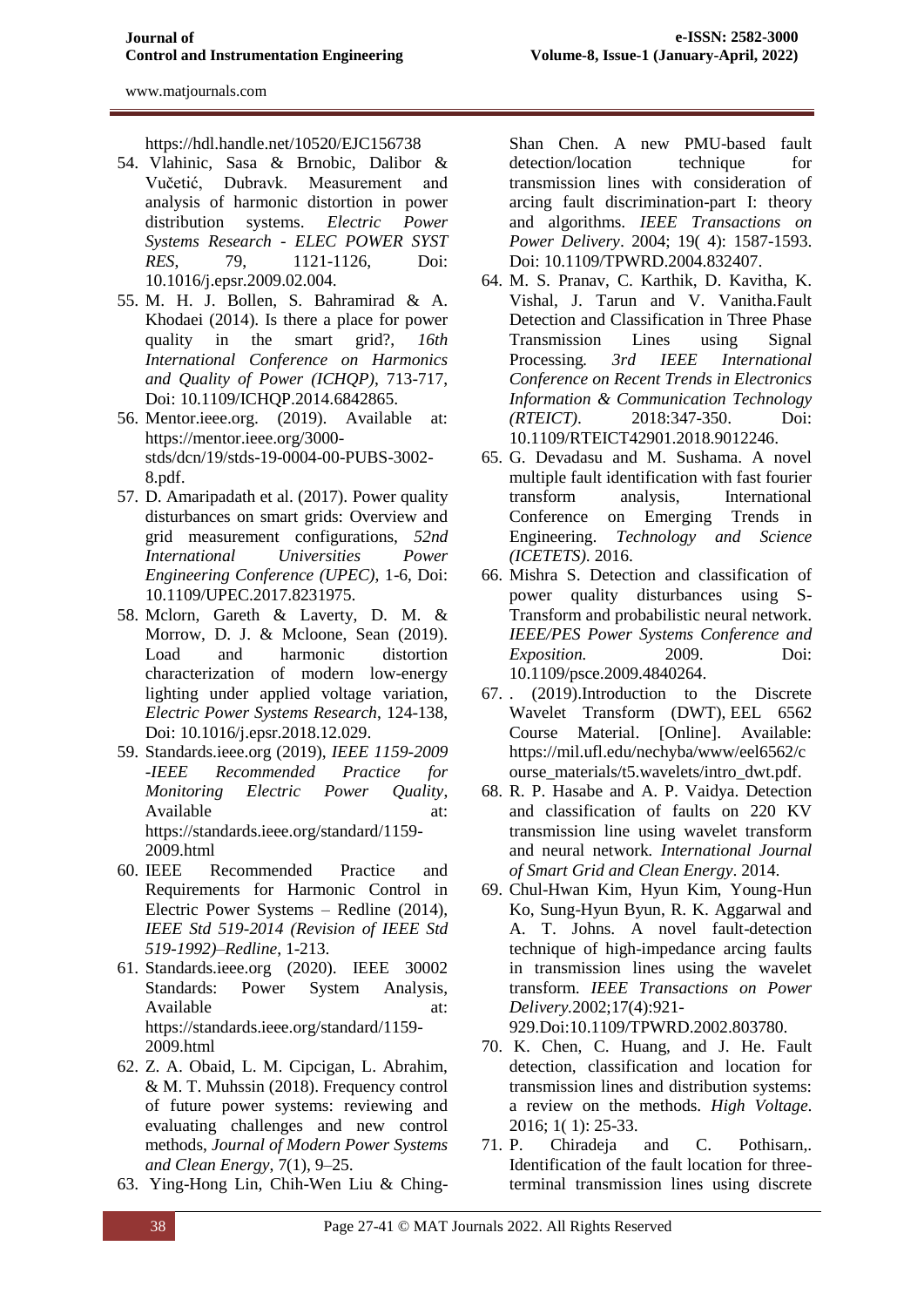https://hdl.handle.net/10520/EJC156738

54. Vlahinic, Sasa & Brnobic, Dalibor & Vučetić, Dubravk. Measurement and analysis of harmonic distortion in power distribution systems. *Electric Power Systems Research - ELEC POWER SYST RES*, 79, 1121-1126, Doi: 10.1016/j.epsr.2009.02.004.
55. M. H. J. Bollen, S. Bahramirad & A. Khodaei (2014). Is there a place for power quality in the smart grid?, *16th International Conference on Harmonics and Quality of Power (ICHQP)*, 713-717, Doi: 10.1109/ICHQP.2014.6842865.
56. Mentor.ieee.org. (2019). Available at: https://mentor.ieee.org/3000-stds/dcn/19/stds-19-0004-00-PUBS-3002-8.pdf.
57. D. Amaripadath et al. (2017). Power quality disturbances on smart grids: Overview and grid measurement configurations, *52nd International Universities Power Engineering Conference (UPEC)*, 1-6, Doi: 10.1109/UPEC.2017.8231975.
58. Mclorn, Gareth & Laverty, D. M. & Morrow, D. J. & Mcloone, Sean (2019). Load and harmonic distortion characterization of modern low-energy lighting under applied voltage variation, *Electric Power Systems Research*, 124-138, Doi: 10.1016/j.epsr.2018.12.029.
59. Standards.ieee.org (2019), *IEEE 1159-2009 -IEEE Recommended Practice for Monitoring Electric Power Quality*, Available at: https://standards.ieee.org/standard/1159-2009.html
60. IEEE Recommended Practice and Requirements for Harmonic Control in Electric Power Systems – Redline (2014), *IEEE Std 519-2014 (Revision of IEEE Std 519-1992)–Redline*, 1-213.
61. Standards.ieee.org (2020). IEEE 30002 Standards: Power System Analysis, Available at: https://standards.ieee.org/standard/1159-2009.html
62. Z. A. Obaid, L. M. Cipcigan, L. Abrahim, & M. T. Muhssin (2018). Frequency control of future power systems: reviewing and evaluating challenges and new control methods, *Journal of Modern Power Systems and Clean Energy*, 7(1), 9–25.
63. Ying-Hong Lin, Chih-Wen Liu & Ching-Shan Chen. A new PMU-based fault detection/location technique for transmission lines with consideration of arcing fault discrimination-part I: theory and algorithms. *IEEE Transactions on Power Delivery*. 2004; 19( 4): 1587-1593. Doi: 10.1109/TPWRD.2004.832407.
64. M. S. Pranav, C. Karthik, D. Kavitha, K. Vishal, J. Tarun and V. Vanitha.Fault Detection and Classification in Three Phase Transmission Lines using Signal Processing. *3rd IEEE International Conference on Recent Trends in Electronics Information & Communication Technology (RTEICT)*. 2018:347-350. Doi: 10.1109/RTEICT42901.2018.9012246.
65. G. Devadasu and M. Sushama. A novel multiple fault identification with fast fourier transform analysis, International Conference on Emerging Trends in Engineering. *Technology and Science (ICETETS)*. 2016.
66. Mishra S. Detection and classification of power quality disturbances using S-Transform and probabilistic neural network. *IEEE/PES Power Systems Conference and Exposition.* 2009. Doi: 10.1109/psce.2009.4840264.
67. . (2019).Introduction to the Discrete Wavelet Transform (DWT), EEL 6562 Course Material. [Online]. Available: https://mil.ufl.edu/nechyba/www/eel6562/course_materials/t5.wavelets/intro_dwt.pdf.
68. R. P. Hasabe and A. P. Vaidya. Detection and classification of faults on 220 KV transmission line using wavelet transform and neural network. *International Journal of Smart Grid and Clean Energy*. 2014.
69. Chul-Hwan Kim, Hyun Kim, Young-Hun Ko, Sung-Hyun Byun, R. K. Aggarwal and A. T. Johns. A novel fault-detection technique of high-impedance arcing faults in transmission lines using the wavelet transform. *IEEE Transactions on Power Delivery*.2002;17(4):921-929.Doi:10.1109/TPWRD.2002.803780.
70. K. Chen, C. Huang, and J. He. Fault detection, classification and location for transmission lines and distribution systems: a review on the methods. *High Voltage*. 2016; 1( 1): 25-33.
71. P. Chiradeja and C. Pothisarn,. Identification of the fault location for three-terminal transmission lines using discrete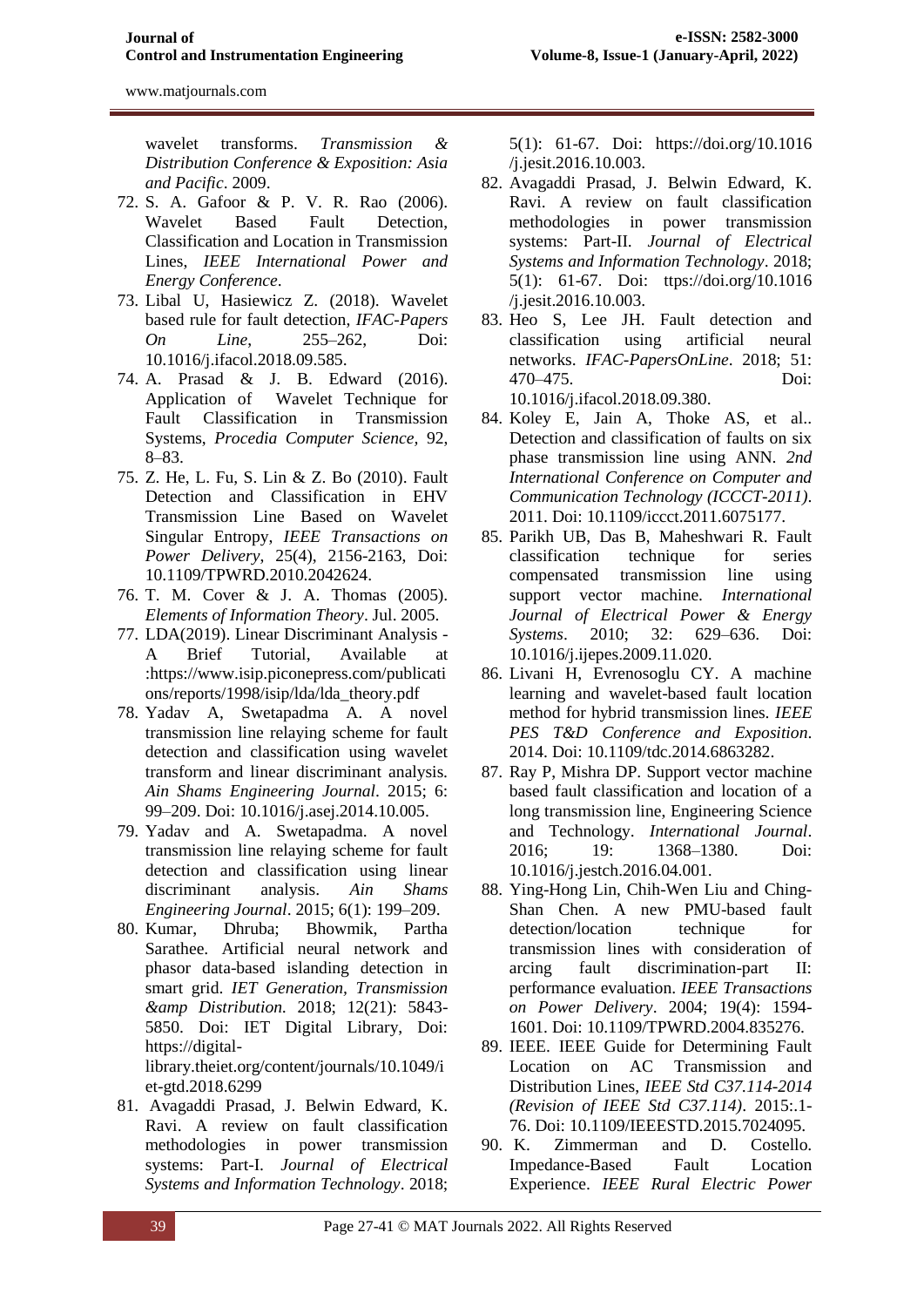wavelet transforms. *Transmission & Distribution Conference & Exposition: Asia and Pacific*. 2009.

72. S. A. Gafoor & P. V. R. Rao (2006). Wavelet Based Fault Detection, Classification and Location in Transmission Lines, *IEEE International Power and Energy Conference*.
73. Libal U, Hasiewicz Z. (2018). Wavelet based rule for fault detection, *IFAC-Papers On Line*, 255–262, Doi: 10.1016/j.ifacol.2018.09.585.
74. A. Prasad & J. B. Edward (2016). Application of Wavelet Technique for Fault Classification in Transmission Systems, *Procedia Computer Science*, 92, 8–83.
75. Z. He, L. Fu, S. Lin & Z. Bo (2010). Fault Detection and Classification in EHV Transmission Line Based on Wavelet Singular Entropy, *IEEE Transactions on Power Delivery*, 25(4), 2156-2163, Doi: 10.1109/TPWRD.2010.2042624.
76. T. M. Cover & J. A. Thomas (2005). *Elements of Information Theory*. Jul. 2005.
77. LDA(2019). Linear Discriminant Analysis - A Brief Tutorial, Available at :https://www.isip.piconepress.com/publications/reports/1998/isip/lda/lda_theory.pdf
78. Yadav A, Swetapadma A. A novel transmission line relaying scheme for fault detection and classification using wavelet transform and linear discriminant analysis. *Ain Shams Engineering Journal*. 2015; 6: 99–209. Doi: 10.1016/j.asej.2014.10.005.
79. Yadav and A. Swetapadma. A novel transmission line relaying scheme for fault detection and classification using linear discriminant analysis. *Ain Shams Engineering Journal*. 2015; 6(1): 199–209.
80. Kumar, Dhruba; Bhowmik, Partha Sarathee. Artificial neural network and phasor data-based islanding detection in smart grid. *IET Generation, Transmission &amp Distribution*. 2018; 12(21): 5843-5850. Doi: IET Digital Library, Doi: https://digital-library.theiet.org/content/journals/10.1049/iet-gtd.2018.6299
81. Avagaddi Prasad, J. Belwin Edward, K. Ravi. A review on fault classification methodologies in power transmission systems: Part-I. *Journal of Electrical Systems and Information Technology*. 2018; 5(1): 61-67. Doi: https://doi.org/10.1016/j.jesit.2016.10.003.
82. Avagaddi Prasad, J. Belwin Edward, K. Ravi. A review on fault classification methodologies in power transmission systems: Part-II. *Journal of Electrical Systems and Information Technology*. 2018; 5(1): 61-67. Doi: ttps://doi.org/10.1016/j.jesit.2016.10.003.
83. Heo S, Lee JH. Fault detection and classification using artificial neural networks. *IFAC-PapersOnLine*. 2018; 51: 470–475. Doi: 10.1016/j.ifacol.2018.09.380.
84. Koley E, Jain A, Thoke AS, et al.. Detection and classification of faults on six phase transmission line using ANN. *2nd International Conference on Computer and Communication Technology (ICCCT-2011)*. 2011. Doi: 10.1109/iccct.2011.6075177.
85. Parikh UB, Das B, Maheshwari R. Fault classification technique for series compensated transmission line using support vector machine. *International Journal of Electrical Power & Energy Systems*. 2010; 32: 629–636. Doi: 10.1016/j.ijepes.2009.11.020.
86. Livani H, Evrenosoglu CY. A machine learning and wavelet-based fault location method for hybrid transmission lines. *IEEE PES T&D Conference and Exposition*. 2014. Doi: 10.1109/tdc.2014.6863282.
87. Ray P, Mishra DP. Support vector machine based fault classification and location of a long transmission line, Engineering Science and Technology. *International Journal*. 2016; 19: 1368–1380. Doi: 10.1016/j.jestch.2016.04.001.
88. Ying-Hong Lin, Chih-Wen Liu and Ching-Shan Chen. A new PMU-based fault detection/location technique for transmission lines with consideration of arcing fault discrimination-part II: performance evaluation. *IEEE Transactions on Power Delivery*. 2004; 19(4): 1594-1601. Doi: 10.1109/TPWRD.2004.835276.
89. IEEE. IEEE Guide for Determining Fault Location on AC Transmission and Distribution Lines, *IEEE Std C37.114-2014 (Revision of IEEE Std C37.114)*. 2015:.1-76. Doi: 10.1109/IEEESTD.2015.7024095.
90. K. Zimmerman and D. Costello. Impedance-Based Fault Location Experience. *IEEE Rural Electric Power*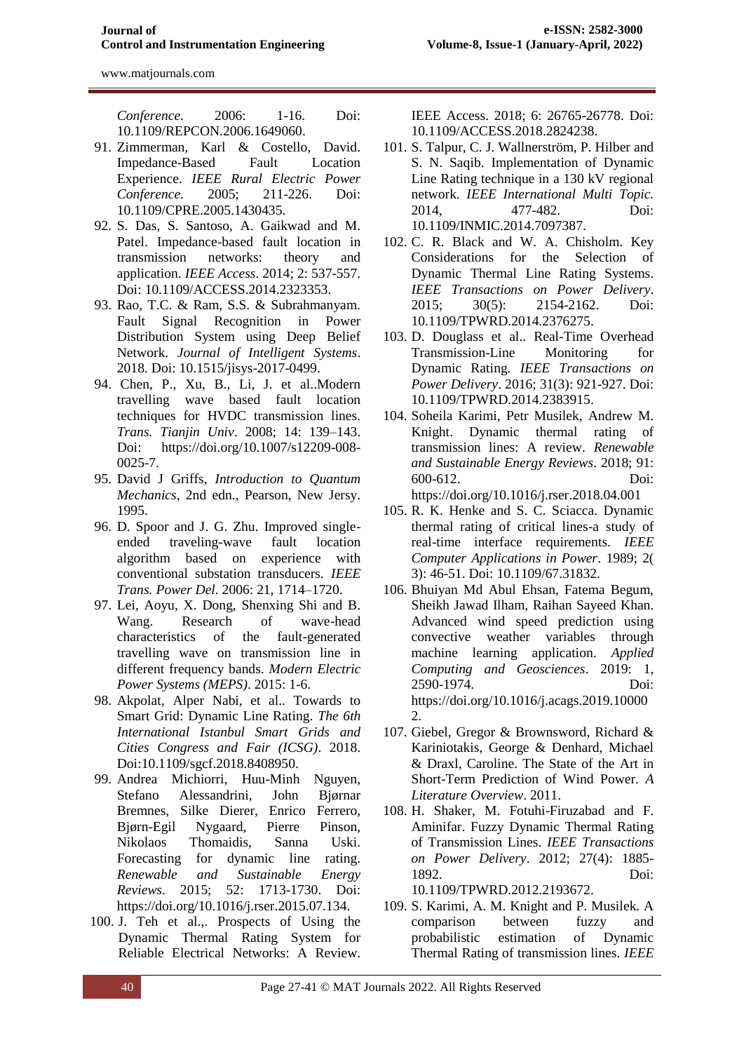*Conference*. 2006: 1-16. Doi: 10.1109/REPCON.2006.1649060.

91. Zimmerman, Karl & Costello, David. Impedance-Based Fault Location Experience. *IEEE Rural Electric Power Conference*. 2005; 211-226. Doi: 10.1109/CPRE.2005.1430435.
92. S. Das, S. Santoso, A. Gaikwad and M. Patel. Impedance-based fault location in transmission networks: theory and application. *IEEE Access*. 2014; 2: 537-557. Doi: 10.1109/ACCESS.2014.2323353.
93. Rao, T.C. & Ram, S.S. & Subrahmanyam. Fault Signal Recognition in Power Distribution System using Deep Belief Network. *Journal of Intelligent Systems*. 2018. Doi: 10.1515/jisys-2017-0499.
94. Chen, P., Xu, B., Li, J. et al..Modern travelling wave based fault location techniques for HVDC transmission lines. *Trans. Tianjin Univ*. 2008; 14: 139–143. Doi: https://doi.org/10.1007/s12209-008-0025-7.
95. David J Griffs, *Introduction to Quantum Mechanics*, 2nd edn., Pearson, New Jersy. 1995.
96. D. Spoor and J. G. Zhu. Improved single-ended traveling-wave fault location algorithm based on experience with conventional substation transducers. *IEEE Trans. Power Del*. 2006: 21, 1714–1720.
97. Lei, Aoyu, X. Dong, Shenxing Shi and B. Wang. Research of wave-head characteristics of the fault-generated travelling wave on transmission line in different frequency bands. *Modern Electric Power Systems (MEPS)*. 2015: 1-6.
98. Akpolat, Alper Nabi, et al.. Towards to Smart Grid: Dynamic Line Rating. *The 6th International Istanbul Smart Grids and Cities Congress and Fair (ICSG)*. 2018. Doi:10.1109/sgcf.2018.8408950.
99. Andrea Michiorri, Huu-Minh Nguyen, Stefano Alessandrini, John Bjørnar Bremnes, Silke Dierer, Enrico Ferrero, Bjørn-Egil Nygaard, Pierre Pinson, Nikolaos Thomaidis, Sanna Uski. Forecasting for dynamic line rating. *Renewable and Sustainable Energy Reviews*. 2015; 52: 1713-1730. Doi: https://doi.org/10.1016/j.rser.2015.07.134.
100. J. Teh et al.,. Prospects of Using the Dynamic Thermal Rating System for Reliable Electrical Networks: A Review. IEEE Access. 2018; 6: 26765-26778. Doi: 10.1109/ACCESS.2018.2824238.
101. S. Talpur, C. J. Wallnerström, P. Hilber and S. N. Saqib. Implementation of Dynamic Line Rating technique in a 130 kV regional network. *IEEE International Multi Topic.* 2014, 477-482. Doi: 10.1109/INMIC.2014.7097387.
102. C. R. Black and W. A. Chisholm. Key Considerations for the Selection of Dynamic Thermal Line Rating Systems. *IEEE Transactions on Power Delivery*. 2015; 30(5): 2154-2162. Doi: 10.1109/TPWRD.2014.2376275.
103. D. Douglass et al.. Real-Time Overhead Transmission-Line Monitoring for Dynamic Rating. *IEEE Transactions on Power Delivery*. 2016; 31(3): 921-927. Doi: 10.1109/TPWRD.2014.2383915.
104. Soheila Karimi, Petr Musilek, Andrew M. Knight. Dynamic thermal rating of transmission lines: A review. *Renewable and Sustainable Energy Reviews*. 2018; 91: 600-612. Doi: https://doi.org/10.1016/j.rser.2018.04.001
105. R. K. Henke and S. C. Sciacca. Dynamic thermal rating of critical lines-a study of real-time interface requirements. *IEEE Computer Applications in Power*. 1989; 2( 3): 46-51. Doi: 10.1109/67.31832.
106. Bhuiyan Md Abul Ehsan, Fatema Begum, Sheikh Jawad Ilham, Raihan Sayeed Khan. Advanced wind speed prediction using convective weather variables through machine learning application. *Applied Computing and Geosciences*. 2019: 1, 2590-1974. Doi: https://doi.org/10.1016/j.acags.2019.100002.
107. Giebel, Gregor & Brownsword, Richard & Kariniotakis, George & Denhard, Michael & Draxl, Caroline. The State of the Art in Short-Term Prediction of Wind Power. *A Literature Overview*. 2011.
108. H. Shaker, M. Fotuhi-Firuzabad and F. Aminifar. Fuzzy Dynamic Thermal Rating of Transmission Lines. *IEEE Transactions on Power Delivery*. 2012; 27(4): 1885-1892. Doi: 10.1109/TPWRD.2012.2193672.
109. S. Karimi, A. M. Knight and P. Musilek. A comparison between fuzzy and probabilistic estimation of Dynamic Thermal Rating of transmission lines. *IEEE*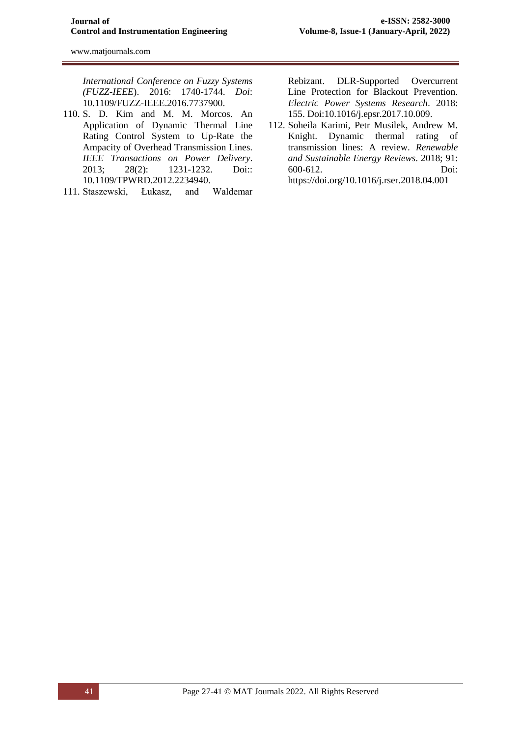*International Conference on Fuzzy Systems (FUZZ-IEEE*). 2016: 1740-1744. *Doi*: 10.1109/FUZZ-IEEE.2016.7737900.

110. S. D. Kim and M. M. Morcos. An Application of Dynamic Thermal Line Rating Control System to Up-Rate the Ampacity of Overhead Transmission Lines. *IEEE Transactions on Power Delivery*. 2013; 28(2): 1231-1232. Doi:: 10.1109/TPWRD.2012.2234940.
111. Staszewski, Łukasz, and Waldemar Rebizant. DLR-Supported Overcurrent Line Protection for Blackout Prevention. *Electric Power Systems Research*. 2018: 155. Doi:10.1016/j.epsr.2017.10.009.
112. Soheila Karimi, Petr Musilek, Andrew M. Knight. Dynamic thermal rating of transmission lines: A review. *Renewable and Sustainable Energy Reviews*. 2018; 91: 600-612. Doi: https://doi.org/10.1016/j.rser.2018.04.001